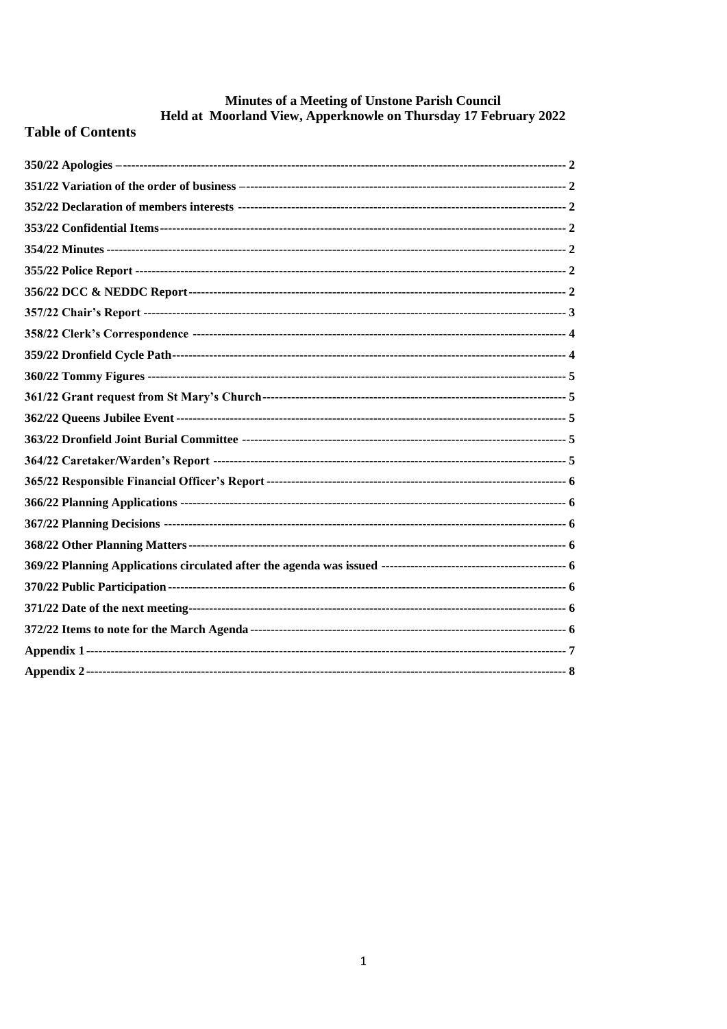# Minutes of a Meeting of Unstone Parish Council
## Held at Moorland View, Apperknowle on Thursday 17 February 2022

## Table of Contents

| | |
|---|---|
| **350/22 Apologies** | **2** |
| **351/22 Variation of the order of business** | **2** |
| **352/22 Declaration of members interests** | **2** |
| **353/22 Confidential Items** | **2** |
| **354/22 Minutes** | **2** |
| **355/22 Police Report** | **2** |
| **356/22 DCC & NEDDC Report** | **2** |
| **357/22 Chair's Report** | **3** |
| **358/22 Clerk's Correspondence** | **4** |
| **359/22 Dronfield Cycle Path** | **4** |
| **360/22 Tommy Figures** | **5** |
| **361/22 Grant request from St Mary's Church** | **5** |
| **362/22 Queens Jubilee Event** | **5** |
| **363/22 Dronfield Joint Burial Committee** | **5** |
| **364/22 Caretaker/Warden's Report** | **5** |
| **365/22 Responsible Financial Officer's Report** | **6** |
| **366/22 Planning Applications** | **6** |
| **367/22 Planning Decisions** | **6** |
| **368/22 Other Planning Matters** | **6** |
| **369/22 Planning Applications circulated after the agenda was issued** | **6** |
| **370/22 Public Participation** | **6** |
| **371/22 Date of the next meeting** | **6** |
| **372/22 Items to note for the March Agenda** | **6** |
| **Appendix 1** | **7** |
| **Appendix 2** | **8** |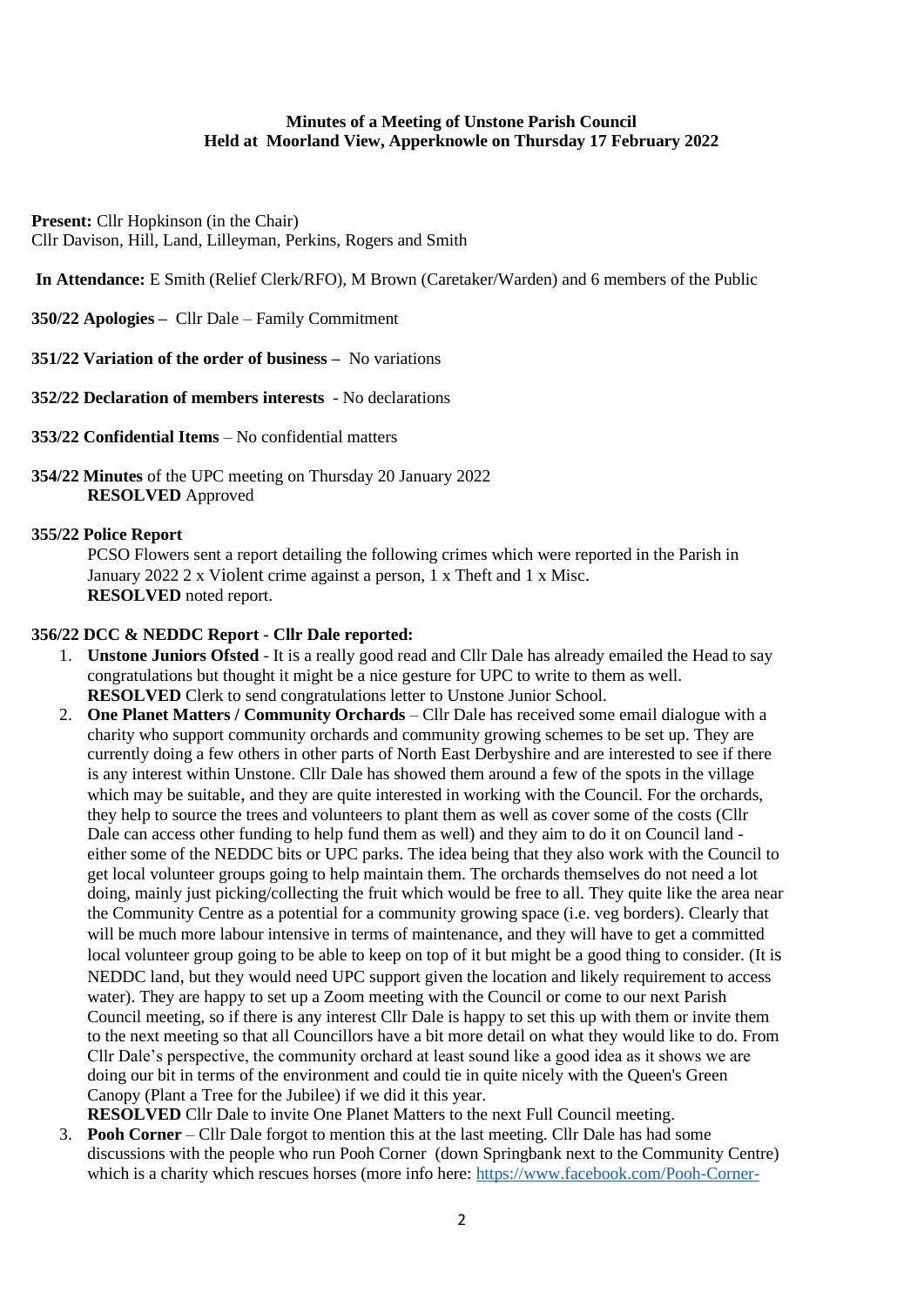**Minutes of a Meeting of Unstone Parish Council**
**Held at Moorland View, Apperknowle on Thursday 17 February 2022**

**Present:** Cllr Hopkinson (in the Chair)
Cllr Davison, Hill, Land, Lilleyman, Perkins, Rogers and Smith

**In Attendance:** E Smith (Relief Clerk/RFO), M Brown (Caretaker/Warden) and 6 members of the Public

**350/22 Apologies –** Cllr Dale – Family Commitment

**351/22 Variation of the order of business –** No variations

**352/22 Declaration of members interests** - No declarations

**353/22 Confidential Items** – No confidential matters

**354/22 Minutes** of the UPC meeting on Thursday 20 January 2022
**RESOLVED** Approved

**355/22 Police Report**

PCSO Flowers sent a report detailing the following crimes which were reported in the Parish in January 2022 2 x Violent crime against a person, 1 x Theft and 1 x Misc.
**RESOLVED** noted report.

**356/22 DCC & NEDDC Report - Cllr Dale reported:**

1. **Unstone Juniors Ofsted** - It is a really good read and Cllr Dale has already emailed the Head to say congratulations but thought it might be a nice gesture for UPC to write to them as well.
   **RESOLVED** Clerk to send congratulations letter to Unstone Junior School.
2. **One Planet Matters / Community Orchards** – Cllr Dale has received some email dialogue with a charity who support community orchards and community growing schemes to be set up. They are currently doing a few others in other parts of North East Derbyshire and are interested to see if there is any interest within Unstone. Cllr Dale has showed them around a few of the spots in the village which may be suitable, and they are quite interested in working with the Council. For the orchards, they help to source the trees and volunteers to plant them as well as cover some of the costs (Cllr Dale can access other funding to help fund them as well) and they aim to do it on Council land - either some of the NEDDC bits or UPC parks. The idea being that they also work with the Council to get local volunteer groups going to help maintain them. The orchards themselves do not need a lot doing, mainly just picking/collecting the fruit which would be free to all. They quite like the area near the Community Centre as a potential for a community growing space (i.e. veg borders). Clearly that will be much more labour intensive in terms of maintenance, and they will have to get a committed local volunteer group going to be able to keep on top of it but might be a good thing to consider. (It is NEDDC land, but they would need UPC support given the location and likely requirement to access water). They are happy to set up a Zoom meeting with the Council or come to our next Parish Council meeting, so if there is any interest Cllr Dale is happy to set this up with them or invite them to the next meeting so that all Councillors have a bit more detail on what they would like to do. From Cllr Dale's perspective, the community orchard at least sound like a good idea as it shows we are doing our bit in terms of the environment and could tie in quite nicely with the Queen's Green Canopy (Plant a Tree for the Jubilee) if we did it this year.
   **RESOLVED** Cllr Dale to invite One Planet Matters to the next Full Council meeting.
3. **Pooh Corner** – Cllr Dale forgot to mention this at the last meeting. Cllr Dale has had some discussions with the people who run Pooh Corner (down Springbank next to the Community Centre) which is a charity which rescues horses (more info here: https://www.facebook.com/Pooh-Corner-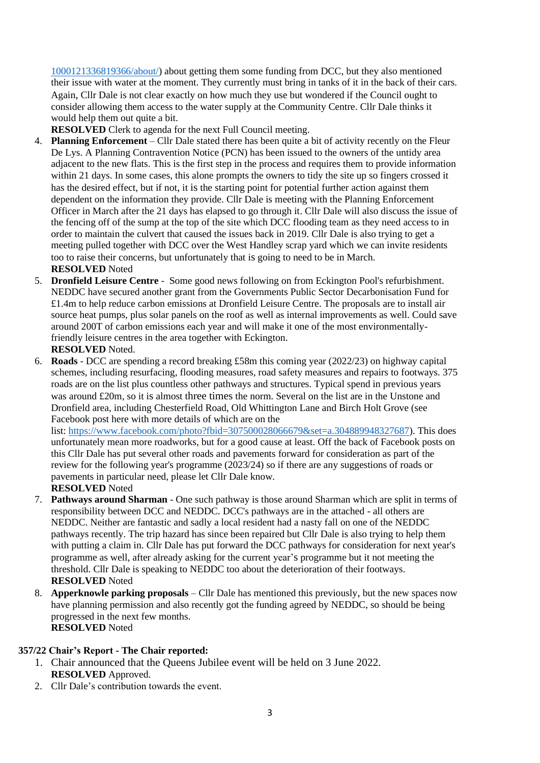1000121336819366/about/) about getting them some funding from DCC, but they also mentioned their issue with water at the moment. They currently must bring in tanks of it in the back of their cars. Again, Cllr Dale is not clear exactly on how much they use but wondered if the Council ought to consider allowing them access to the water supply at the Community Centre. Cllr Dale thinks it would help them out quite a bit.
**RESOLVED** Clerk to agenda for the next Full Council meeting.

4. **Planning Enforcement** – Cllr Dale stated there has been quite a bit of activity recently on the Fleur De Lys. A Planning Contravention Notice (PCN) has been issued to the owners of the untidy area adjacent to the new flats. This is the first step in the process and requires them to provide information within 21 days. In some cases, this alone prompts the owners to tidy the site up so fingers crossed it has the desired effect, but if not, it is the starting point for potential further action against them dependent on the information they provide. Cllr Dale is meeting with the Planning Enforcement Officer in March after the 21 days has elapsed to go through it. Cllr Dale will also discuss the issue of the fencing off of the sump at the top of the site which DCC flooding team as they need access to in order to maintain the culvert that caused the issues back in 2019. Cllr Dale is also trying to get a meeting pulled together with DCC over the West Handley scrap yard which we can invite residents too to raise their concerns, but unfortunately that is going to need to be in March.
**RESOLVED** Noted
5. **Dronfield Leisure Centre** - Some good news following on from Eckington Pool's refurbishment. NEDDC have secured another grant from the Governments Public Sector Decarbonisation Fund for £1.4m to help reduce carbon emissions at Dronfield Leisure Centre. The proposals are to install air source heat pumps, plus solar panels on the roof as well as internal improvements as well. Could save around 200T of carbon emissions each year and will make it one of the most environmentally-friendly leisure centres in the area together with Eckington.
**RESOLVED** Noted.
6. **Roads** - DCC are spending a record breaking £58m this coming year (2022/23) on highway capital schemes, including resurfacing, flooding measures, road safety measures and repairs to footways. 375 roads are on the list plus countless other pathways and structures. Typical spend in previous years was around £20m, so it is almost three times the norm. Several on the list are in the Unstone and Dronfield area, including Chesterfield Road, Old Whittington Lane and Birch Holt Grove (see Facebook post here with more details of which are on the list: https://www.facebook.com/photo?fbid=307500028066679&set=a.304889948327687). This does unfortunately mean more roadworks, but for a good cause at least. Off the back of Facebook posts on this Cllr Dale has put several other roads and pavements forward for consideration as part of the review for the following year's programme (2023/24) so if there are any suggestions of roads or pavements in particular need, please let Cllr Dale know.
**RESOLVED** Noted
7. **Pathways around Sharman** - One such pathway is those around Sharman which are split in terms of responsibility between DCC and NEDDC. DCC's pathways are in the attached - all others are NEDDC. Neither are fantastic and sadly a local resident had a nasty fall on one of the NEDDC pathways recently. The trip hazard has since been repaired but Cllr Dale is also trying to help them with putting a claim in. Cllr Dale has put forward the DCC pathways for consideration for next year's programme as well, after already asking for the current year's programme but it not meeting the threshold. Cllr Dale is speaking to NEDDC too about the deterioration of their footways.
**RESOLVED** Noted
8. **Apperknowle parking proposals** – Cllr Dale has mentioned this previously, but the new spaces now have planning permission and also recently got the funding agreed by NEDDC, so should be being progressed in the next few months.
**RESOLVED** Noted

**357/22 Chair's Report - The Chair reported:**

1. Chair announced that the Queens Jubilee event will be held on 3 June 2022.
**RESOLVED** Approved.
2. Cllr Dale's contribution towards the event.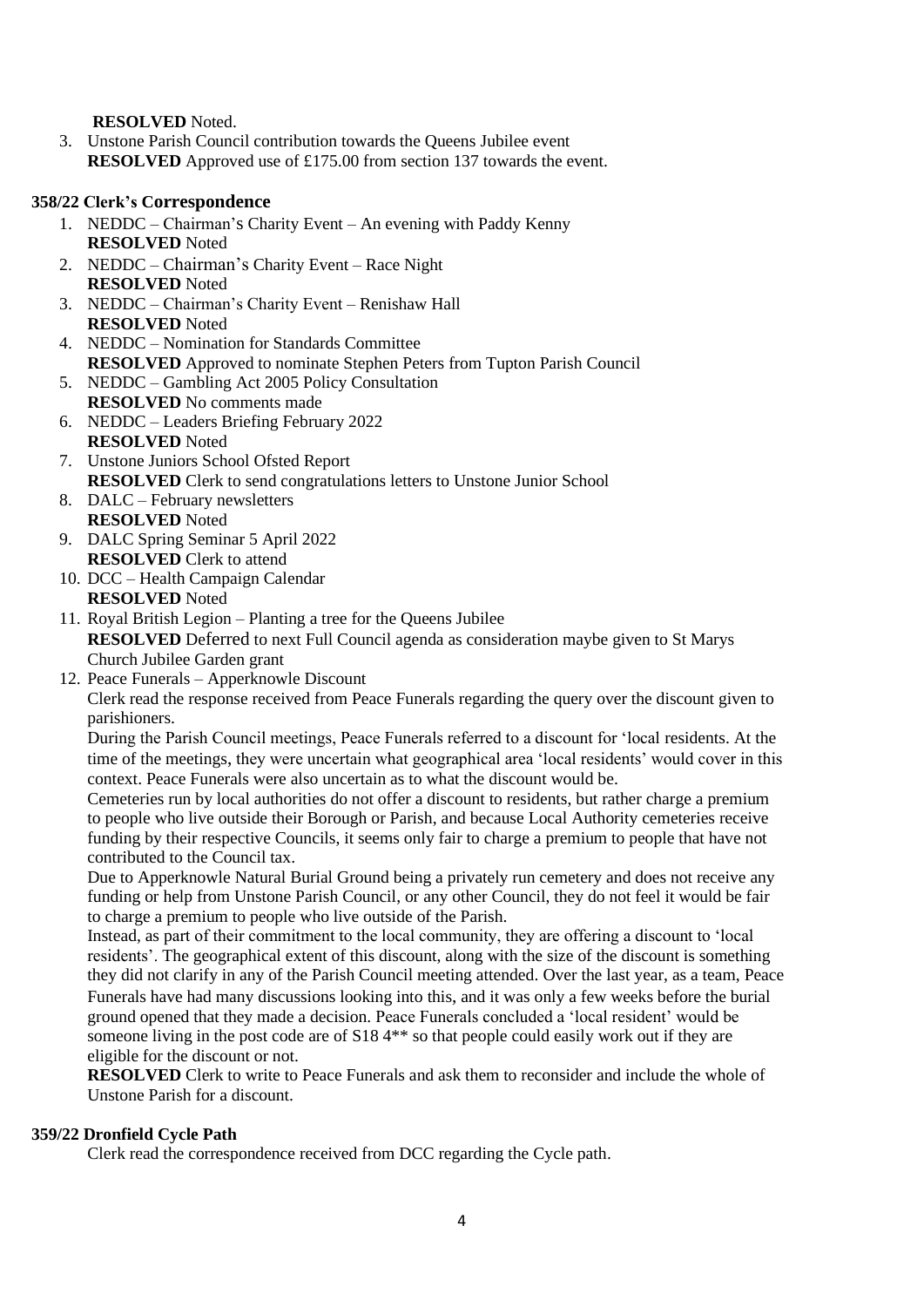**RESOLVED** Noted.

3. Unstone Parish Council contribution towards the Queens Jubilee event
   **RESOLVED** Approved use of £175.00 from section 137 towards the event.

**358/22 Clerk's Correspondence**

1. NEDDC – Chairman's Charity Event – An evening with Paddy Kenny
   **RESOLVED** Noted
2. NEDDC – Chairman's Charity Event – Race Night
   **RESOLVED** Noted
3. NEDDC – Chairman's Charity Event – Renishaw Hall
   **RESOLVED** Noted
4. NEDDC – Nomination for Standards Committee
   **RESOLVED** Approved to nominate Stephen Peters from Tupton Parish Council
5. NEDDC – Gambling Act 2005 Policy Consultation
   **RESOLVED** No comments made
6. NEDDC – Leaders Briefing February 2022
   **RESOLVED** Noted
7. Unstone Juniors School Ofsted Report
   **RESOLVED** Clerk to send congratulations letters to Unstone Junior School
8. DALC – February newsletters
   **RESOLVED** Noted
9. DALC Spring Seminar 5 April 2022
   **RESOLVED** Clerk to attend
10. DCC – Health Campaign Calendar
    **RESOLVED** Noted
11. Royal British Legion – Planting a tree for the Queens Jubilee
    **RESOLVED** Deferred to next Full Council agenda as consideration maybe given to St Marys Church Jubilee Garden grant
12. Peace Funerals – Apperknowle Discount
    Clerk read the response received from Peace Funerals regarding the query over the discount given to parishioners.
    During the Parish Council meetings, Peace Funerals referred to a discount for 'local residents. At the time of the meetings, they were uncertain what geographical area 'local residents' would cover in this context. Peace Funerals were also uncertain as to what the discount would be.
    Cemeteries run by local authorities do not offer a discount to residents, but rather charge a premium to people who live outside their Borough or Parish, and because Local Authority cemeteries receive funding by their respective Councils, it seems only fair to charge a premium to people that have not contributed to the Council tax.
    Due to Apperknowle Natural Burial Ground being a privately run cemetery and does not receive any funding or help from Unstone Parish Council, or any other Council, they do not feel it would be fair to charge a premium to people who live outside of the Parish.
    Instead, as part of their commitment to the local community, they are offering a discount to 'local residents'. The geographical extent of this discount, along with the size of the discount is something they did not clarify in any of the Parish Council meeting attended. Over the last year, as a team, Peace Funerals have had many discussions looking into this, and it was only a few weeks before the burial ground opened that they made a decision. Peace Funerals concluded a 'local resident' would be someone living in the post code are of S18 4** so that people could easily work out if they are eligible for the discount or not.
    **RESOLVED** Clerk to write to Peace Funerals and ask them to reconsider and include the whole of Unstone Parish for a discount.

**359/22 Dronfield Cycle Path**

Clerk read the correspondence received from DCC regarding the Cycle path.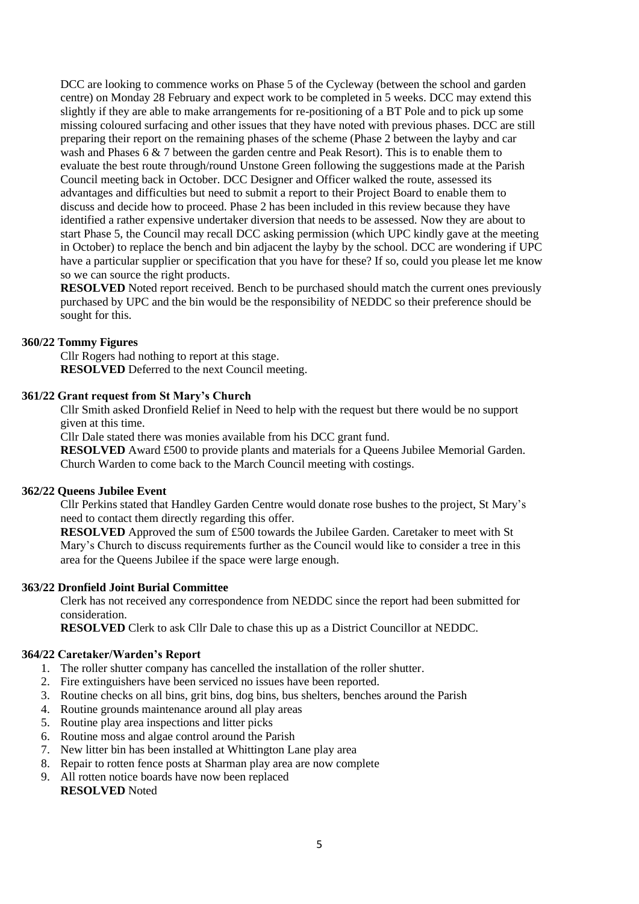DCC are looking to commence works on Phase 5 of the Cycleway (between the school and garden centre) on Monday 28 February and expect work to be completed in 5 weeks. DCC may extend this slightly if they are able to make arrangements for re-positioning of a BT Pole and to pick up some missing coloured surfacing and other issues that they have noted with previous phases. DCC are still preparing their report on the remaining phases of the scheme (Phase 2 between the layby and car wash and Phases 6 & 7 between the garden centre and Peak Resort). This is to enable them to evaluate the best route through/round Unstone Green following the suggestions made at the Parish Council meeting back in October. DCC Designer and Officer walked the route, assessed its advantages and difficulties but need to submit a report to their Project Board to enable them to discuss and decide how to proceed. Phase 2 has been included in this review because they have identified a rather expensive undertaker diversion that needs to be assessed. Now they are about to start Phase 5, the Council may recall DCC asking permission (which UPC kindly gave at the meeting in October) to replace the bench and bin adjacent the layby by the school. DCC are wondering if UPC have a particular supplier or specification that you have for these? If so, could you please let me know so we can source the right products.

**RESOLVED** Noted report received. Bench to be purchased should match the current ones previously purchased by UPC and the bin would be the responsibility of NEDDC so their preference should be sought for this.

**360/22 Tommy Figures**

Cllr Rogers had nothing to report at this stage.

**RESOLVED** Deferred to the next Council meeting.

**361/22 Grant request from St Mary's Church**

Cllr Smith asked Dronfield Relief in Need to help with the request but there would be no support given at this time.

Cllr Dale stated there was monies available from his DCC grant fund.

**RESOLVED** Award £500 to provide plants and materials for a Queens Jubilee Memorial Garden. Church Warden to come back to the March Council meeting with costings.

**362/22 Queens Jubilee Event**

Cllr Perkins stated that Handley Garden Centre would donate rose bushes to the project, St Mary's need to contact them directly regarding this offer.

**RESOLVED** Approved the sum of £500 towards the Jubilee Garden. Caretaker to meet with St Mary's Church to discuss requirements further as the Council would like to consider a tree in this area for the Queens Jubilee if the space were large enough.

**363/22 Dronfield Joint Burial Committee**

Clerk has not received any correspondence from NEDDC since the report had been submitted for consideration.

**RESOLVED** Clerk to ask Cllr Dale to chase this up as a District Councillor at NEDDC.

**364/22 Caretaker/Warden's Report**

1. The roller shutter company has cancelled the installation of the roller shutter.
2. Fire extinguishers have been serviced no issues have been reported.
3. Routine checks on all bins, grit bins, dog bins, bus shelters, benches around the Parish
4. Routine grounds maintenance around all play areas
5. Routine play area inspections and litter picks
6. Routine moss and algae control around the Parish
7. New litter bin has been installed at Whittington Lane play area
8. Repair to rotten fence posts at Sharman play area are now complete
9. All rotten notice boards have now been replaced

**RESOLVED** Noted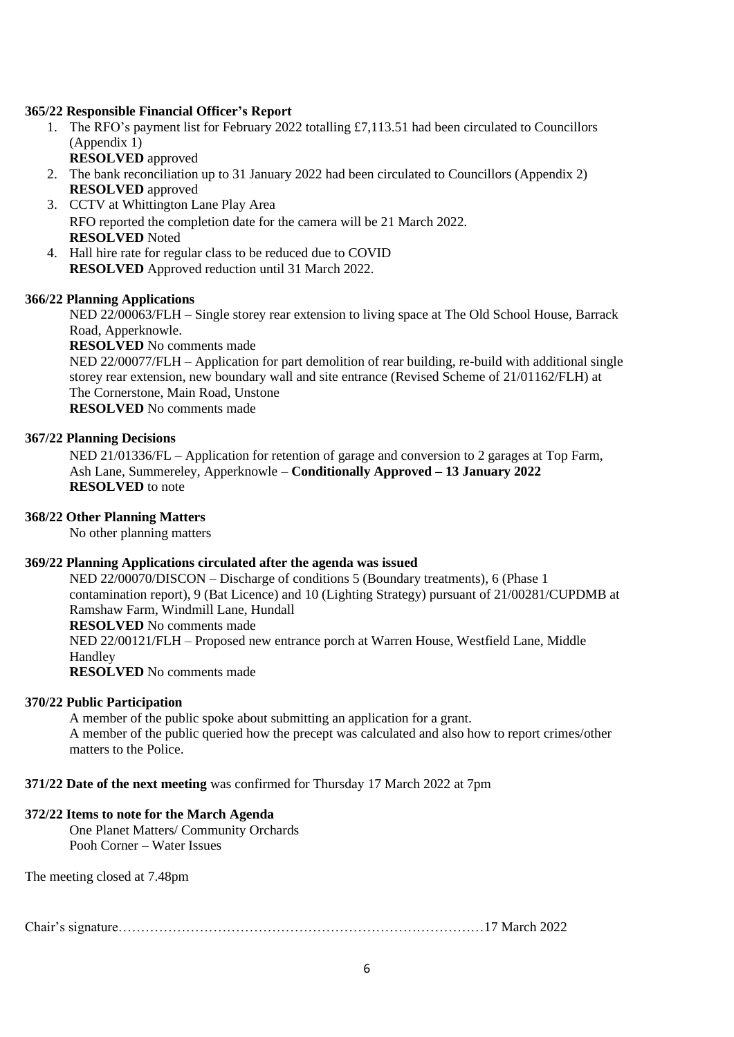**365/22 Responsible Financial Officer's Report**

1. The RFO's payment list for February 2022 totalling £7,113.51 had been circulated to Councillors (Appendix 1)
   **RESOLVED** approved
2. The bank reconciliation up to 31 January 2022 had been circulated to Councillors (Appendix 2)
   **RESOLVED** approved
3. CCTV at Whittington Lane Play Area
   RFO reported the completion date for the camera will be 21 March 2022.
   **RESOLVED** Noted
4. Hall hire rate for regular class to be reduced due to COVID
   **RESOLVED** Approved reduction until 31 March 2022.

**366/22 Planning Applications**

NED 22/00063/FLH – Single storey rear extension to living space at The Old School House, Barrack Road, Apperknowle.
**RESOLVED** No comments made
NED 22/00077/FLH – Application for part demolition of rear building, re-build with additional single storey rear extension, new boundary wall and site entrance (Revised Scheme of 21/01162/FLH) at The Cornerstone, Main Road, Unstone
**RESOLVED** No comments made

**367/22 Planning Decisions**

NED 21/01336/FL – Application for retention of garage and conversion to 2 garages at Top Farm, Ash Lane, Summereley, Apperknowle – **Conditionally Approved – 13 January 2022**
**RESOLVED** to note

**368/22 Other Planning Matters**

No other planning matters

**369/22 Planning Applications circulated after the agenda was issued**

NED 22/00070/DISCON – Discharge of conditions 5 (Boundary treatments), 6 (Phase 1 contamination report), 9 (Bat Licence) and 10 (Lighting Strategy) pursuant of 21/00281/CUPDMB at Ramshaw Farm, Windmill Lane, Hundall
**RESOLVED** No comments made
NED 22/00121/FLH – Proposed new entrance porch at Warren House, Westfield Lane, Middle Handley
**RESOLVED** No comments made

**370/22 Public Participation**

A member of the public spoke about submitting an application for a grant.
A member of the public queried how the precept was calculated and also how to report crimes/other matters to the Police.

**371/22 Date of the next meeting** was confirmed for Thursday 17 March 2022 at 7pm

**372/22 Items to note for the March Agenda**

One Planet Matters/ Community Orchards
Pooh Corner – Water Issues

The meeting closed at 7.48pm

Chair's signature……………………………………………………………………17 March 2022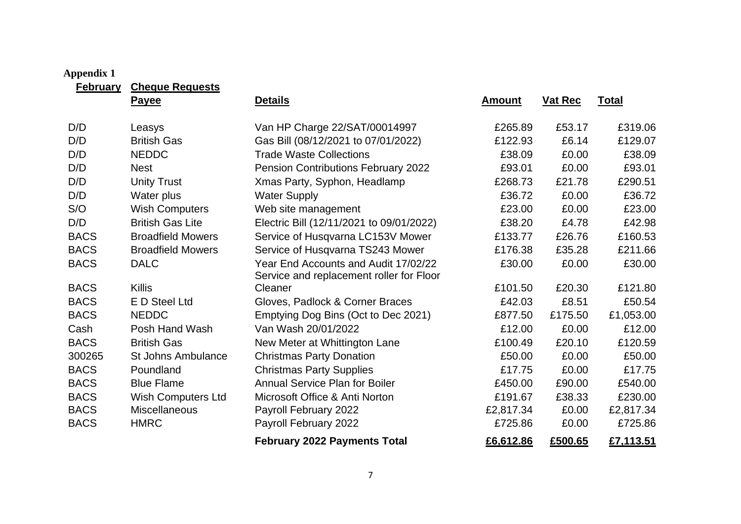**Appendix 1**

| February | Cheque Requests | | | | |
|---|---|---|---|---|---|
| | **Payee** | **Details** | **Amount** | **Vat Rec** | **Total** |
| D/D | Leasys | Van HP Charge 22/SAT/00014997 | £265.89 | £53.17 | £319.06 |
| D/D | British Gas | Gas Bill (08/12/2021 to 07/01/2022) | £122.93 | £6.14 | £129.07 |
| D/D | NEDDC | Trade Waste Collections | £38.09 | £0.00 | £38.09 |
| D/D | Nest | Pension Contributions February 2022 | £93.01 | £0.00 | £93.01 |
| D/D | Unity Trust | Xmas Party, Syphon, Headlamp | £268.73 | £21.78 | £290.51 |
| D/D | Water plus | Water Supply | £36.72 | £0.00 | £36.72 |
| S/O | Wish Computers | Web site management | £23.00 | £0.00 | £23.00 |
| D/D | British Gas Lite | Electric Bill (12/11/2021 to 09/01/2022) | £38.20 | £4.78 | £42.98 |
| BACS | Broadfield Mowers | Service of Husqvarna LC153V Mower | £133.77 | £26.76 | £160.53 |
| BACS | Broadfield Mowers | Service of Husqvarna TS243 Mower | £176.38 | £35.28 | £211.66 |
| BACS | DALC | Year End Accounts and Audit 17/02/22 | £30.00 | £0.00 | £30.00 |
| BACS | Killis | Service and replacement roller for Floor Cleaner | £101.50 | £20.30 | £121.80 |
| BACS | E D Steel Ltd | Gloves, Padlock & Corner Braces | £42.03 | £8.51 | £50.54 |
| BACS | NEDDC | Emptying Dog Bins (Oct to Dec 2021) | £877.50 | £175.50 | £1,053.00 |
| Cash | Posh Hand Wash | Van Wash 20/01/2022 | £12.00 | £0.00 | £12.00 |
| BACS | British Gas | New Meter at Whittington Lane | £100.49 | £20.10 | £120.59 |
| 300265 | St Johns Ambulance | Christmas Party Donation | £50.00 | £0.00 | £50.00 |
| BACS | Poundland | Christmas Party Supplies | £17.75 | £0.00 | £17.75 |
| BACS | Blue Flame | Annual Service Plan for Boiler | £450.00 | £90.00 | £540.00 |
| BACS | Wish Computers Ltd | Microsoft Office & Anti Norton | £191.67 | £38.33 | £230.00 |
| BACS | Miscellaneous | Payroll February 2022 | £2,817.34 | £0.00 | £2,817.34 |
| BACS | HMRC | Payroll February 2022 | £725.86 | £0.00 | £725.86 |
| | | **February 2022 Payments Total** | **£6,612.86** | **£500.65** | **£7,113.51** |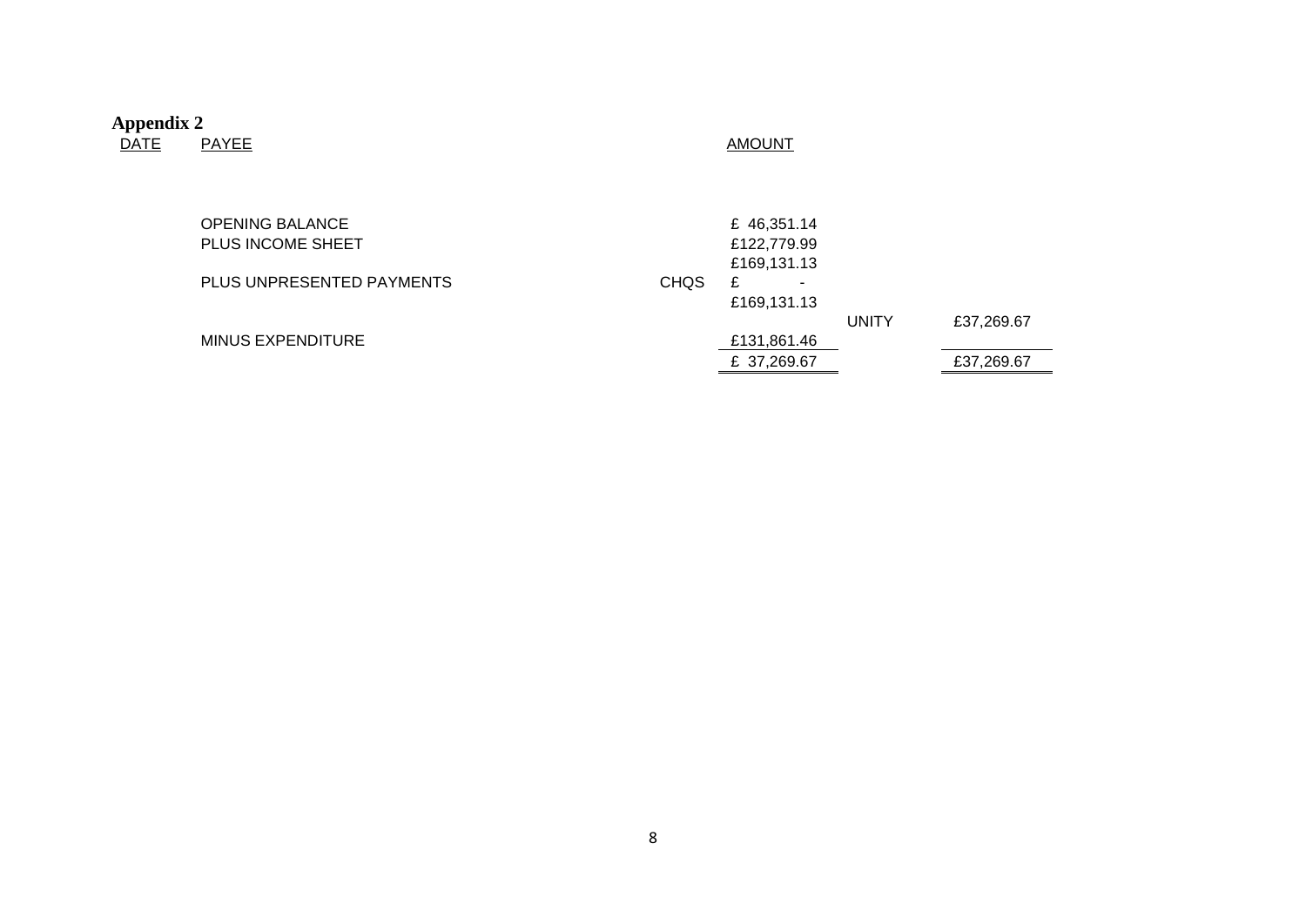**Appendix 2**

| DATE | PAYEE | | AMOUNT | | |
|---|---|---|---|---|---|
| | OPENING BALANCE | | £ 46,351.14 | | |
| | PLUS INCOME SHEET | | £122,779.99 | | |
| | | | £169,131.13 | | |
| | PLUS UNPRESENTED PAYMENTS | CHQS | £ - | | |
| | | | £169,131.13 | | |
| | | | | UNITY | £37,269.67 |
| | MINUS EXPENDITURE | | £131,861.46 | | |
| | | | £ 37,269.67 | | £37,269.67 |